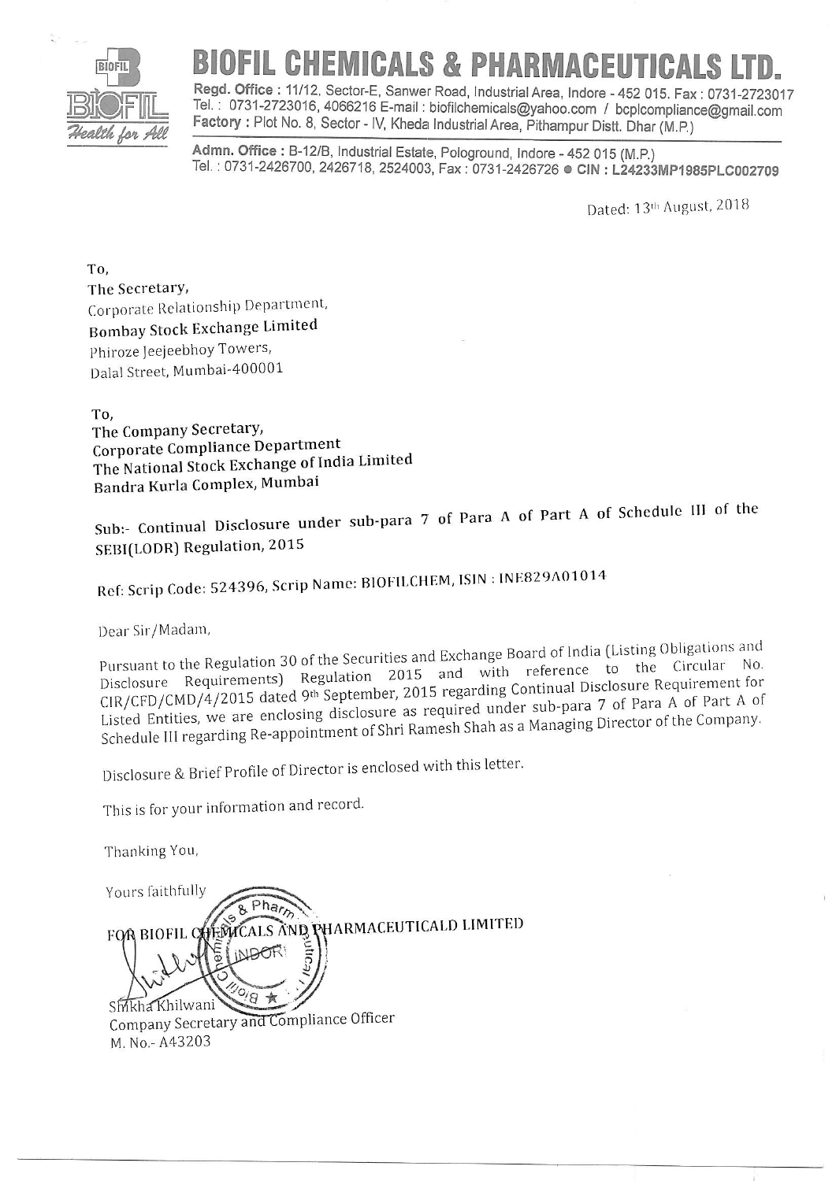# BIOFIL CHEMICALS & PHARMACEUTICALS LTD.

**Regd. Office :** 11/12, Sector-E, Sanwer Road, Industrial Area, Indore - 452 015. Fax : 0731-2723017
Tel. : 0731-2723016, 4066216 E-mail : biofilchemicals@yahoo.com / bcplcompliance@gmail.com
**Factory :** Plot No. 8, Sector - IV, Kheda Industrial Area, Pithampur Distt. Dhar (M.P.)

**Admn. Office :** B-12/B, Industrial Estate, Pologround, Indore - 452 015 (M.P.)
Tel. : 0731-2426700, 2426718, 2524003, Fax : 0731-2426726 ● **CIN : L24233MP1985PLC002709**

Dated: 13th August, 2018

To,
The Secretary,
Corporate Relationship Department,
**Bombay Stock Exchange Limited**
Phiroze Jeejeebhoy Towers,
Dalal Street, Mumbai-400001

To,
**The Company Secretary,**
**Corporate Compliance Department**
**The National Stock Exchange of India Limited**
**Bandra Kurla Complex, Mumbai**

**Sub:- Continual Disclosure under sub-para 7 of Para A of Part A of Schedule III of the SEBI(LODR) Regulation, 2015**

**Ref: Scrip Code: 524396, Scrip Name: BIOFILCHEM, ISIN : INE829A01014**

Dear Sir/Madam,

Pursuant to the Regulation 30 of the Securities and Exchange Board of India (Listing Obligations and Disclosure Requirements) Regulation 2015 and with reference to the Circular No. CIR/CFD/CMD/4/2015 dated 9th September, 2015 regarding Continual Disclosure Requirement for Listed Entities, we are enclosing disclosure as required under sub-para 7 of Para A of Part A of Schedule III regarding Re-appointment of Shri Ramesh Shah as a Managing Director of the Company.

Disclosure & Brief Profile of Director is enclosed with this letter.

This is for your information and record.

Thanking You,

Yours faithfully

FOR BIOFIL CHEMICALS AND PHARMACEUTICALD LIMITED

Shikha Khilwani
Company Secretary and Compliance Officer
M. No.- A43203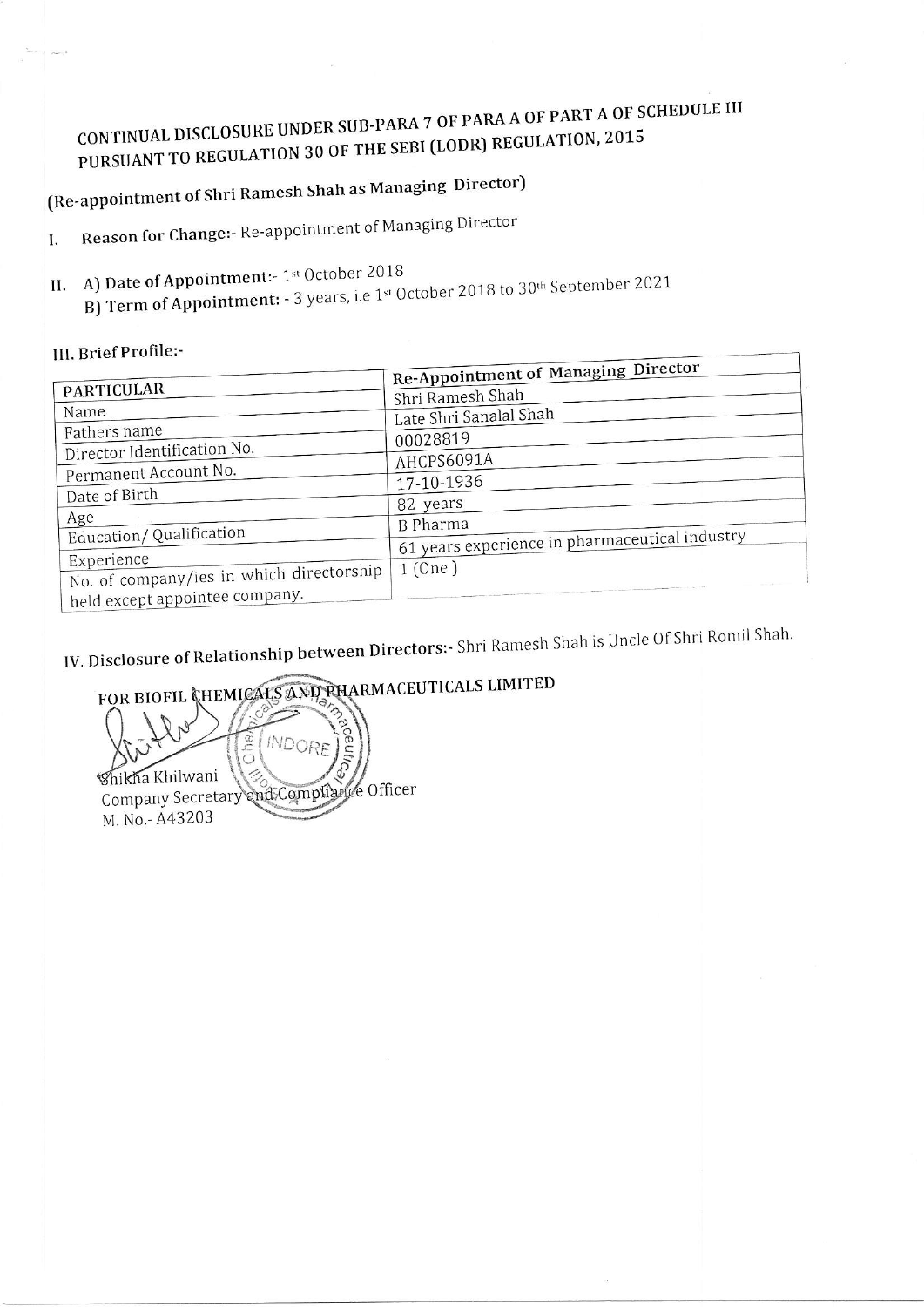# CONTINUAL DISCLOSURE UNDER SUB-PARA 7 OF PARA A OF PART A OF SCHEDULE III PURSUANT TO REGULATION 30 OF THE SEBI (LODR) REGULATION, 2015

## (Re-appointment of Shri Ramesh Shah as Managing Director)

I. **Reason for Change:-** Re-appointment of Managing Director

II. A) **Date of Appointment:-** 1st October 2018
B) **Term of Appointment:** - 3 years, i.e 1st October 2018 to 30th September 2021

**III. Brief Profile:-**

| PARTICULAR | Re-Appointment of Managing Director |
|---|---|
| Name | Shri Ramesh Shah |
| Fathers name | Late Shri Sanalal Shah |
| Director Identification No. | 00028819 |
| Permanent Account No. | AHCPS6091A |
| Date of Birth | 17-10-1936 |
| Age | 82 years |
| Education/ Qualification | B Pharma |
| Experience | 61 years experience in pharmaceutical industry |
| No. of company/ies in which directorship held except appointee company. | 1 (One ) |

**IV. Disclosure of Relationship between Directors:-** Shri Ramesh Shah is Uncle Of Shri Romil Shah.

FOR BIOFIL CHEMICALS AND PHARMACEUTICALS LIMITED

Shikha Khilwani
Company Secretary and Compliance Officer
M. No.- A43203